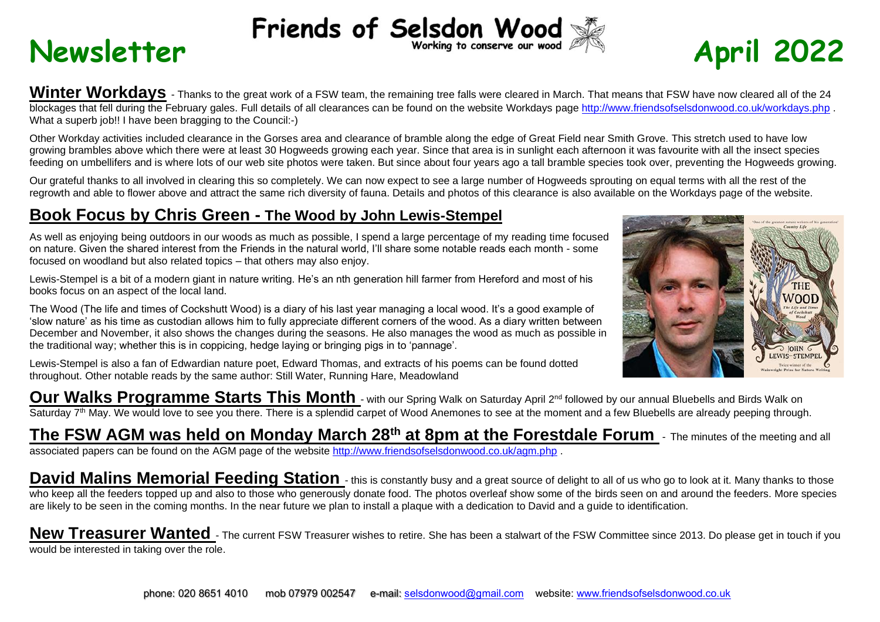# Friends of Selsdon Wood

Working to conserve our wood

# Newsletter April 2022

**Winter Workdays** - Thanks to the great work of a FSW team, the remaining tree falls were cleared in March. That means that FSW have now cleared all of the 24 blockages that fell during the February gales. Full details of all clearances can be found on the website Workdays page http://www.friendsofselsdonwood.co.uk/workdays.php . What a superb job!! I have been bragging to the Council:-)

Other Workday activities included clearance in the Gorses area and clearance of bramble along the edge of Great Field near Smith Grove. This stretch used to have low growing brambles above which there were at least 30 Hogweeds growing each year. Since that area is in sunlight each afternoon it was favourite with all the insect species feeding on umbellifers and is where lots of our web site photos were taken. But since about four years ago a tall bramble species took over, preventing the Hogweeds growing.

Our grateful thanks to all involved in clearing this so completely. We can now expect to see a large number of Hogweeds sprouting on equal terms with all the rest of the regrowth and able to flower above and attract the same rich diversity of fauna. Details and photos of this clearance is also available on the Workdays page of the website.

## Book Focus by Chris Green - The Wood by John Lewis-Stempel

As well as enjoying being outdoors in our woods as much as possible, I spend a large percentage of my reading time focused on nature. Given the shared interest from the Friends in the natural world, I'll share some notable reads each month - some focused on woodland but also related topics – that others may also enjoy.

Lewis-Stempel is a bit of a modern giant in nature writing. He's an nth generation hill farmer from Hereford and most of his books focus on an aspect of the local land.

The Wood (The life and times of Cockshutt Wood) is a diary of his last year managing a local wood. It's a good example of 'slow nature' as his time as custodian allows him to fully appreciate different corners of the wood. As a diary written between December and November, it also shows the changes during the seasons. He also manages the wood as much as possible in the traditional way; whether this is in coppicing, hedge laying or bringing pigs in to 'pannage'.

Lewis-Stempel is also a fan of Edwardian nature poet, Edward Thomas, and extracts of his poems can be found dotted throughout. Other notable reads by the same author: Still Water, Running Hare, Meadowland

**Our Walks Programme Starts This Month** - with our Spring Walk on Saturday April 2nd followed by our annual Bluebells and Birds Walk on Saturday 7th May. We would love to see you there. There is a splendid carpet of Wood Anemones to see at the moment and a few Bluebells are already peeping through.

**The FSW AGM was held on Monday March 28th at 8pm at the Forestdale Forum** - The minutes of the meeting and all associated papers can be found on the AGM page of the website http://www.friendsofselsdonwood.co.uk/agm.php .

**David Malins Memorial Feeding Station** - this is constantly busy and a great source of delight to all of us who go to look at it. Many thanks to those who keep all the feeders topped up and also to those who generously donate food. The photos overleaf show some of the birds seen on and around the feeders. More species are likely to be seen in the coming months. In the near future we plan to install a plaque with a dedication to David and a guide to identification.

**New Treasurer Wanted** - The current FSW Treasurer wishes to retire. She has been a stalwart of the FSW Committee since 2013. Do please get in touch if you would be interested in taking over the role.

phone: 020 8651 4010 mob 07979 002547 e-mail: selsdonwood@gmail.com website: www.friendsofselsdonwood.co.uk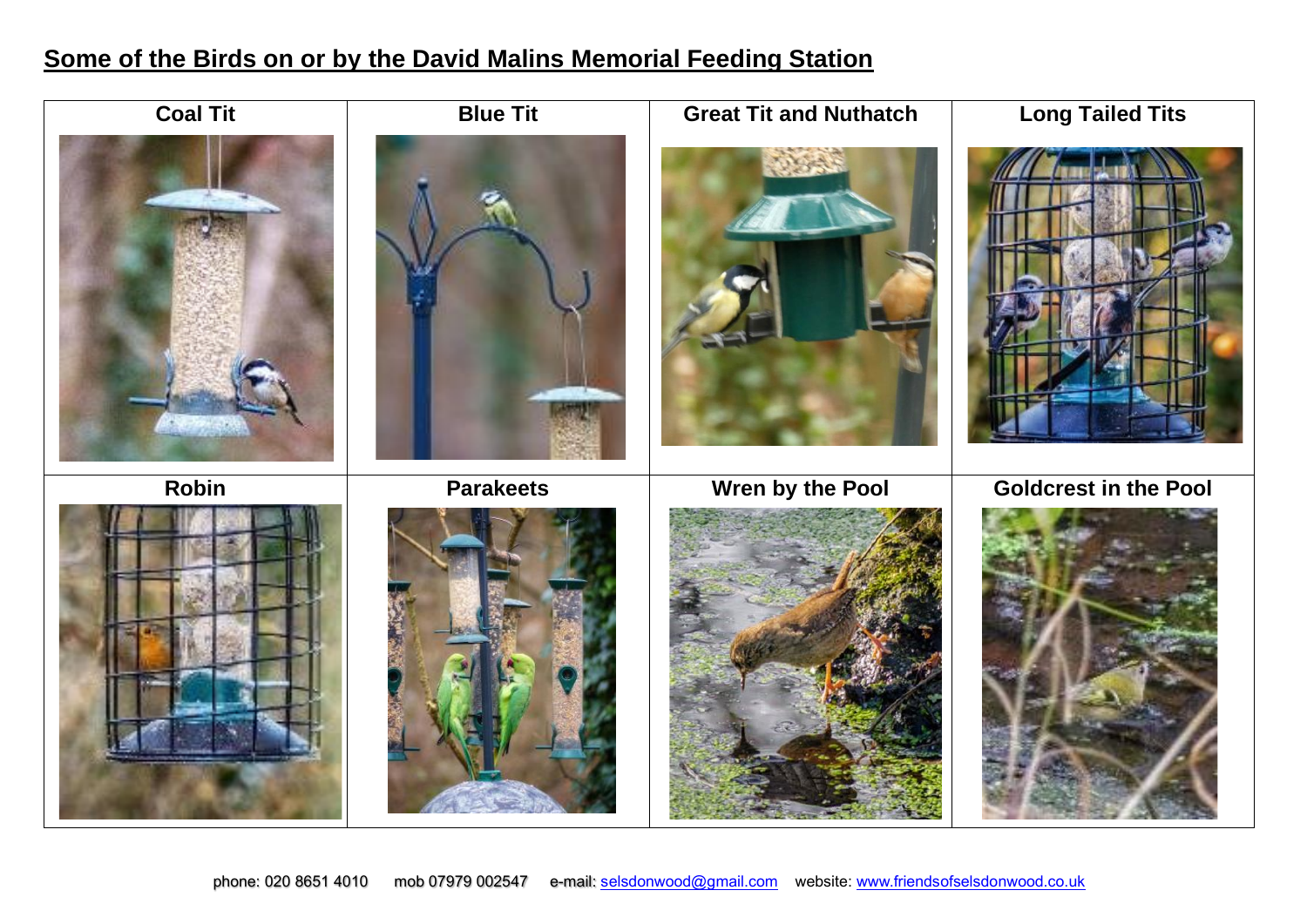## Some of the Birds on or by the David Malins Memorial Feeding Station

| | | | |
|---|---|---|---|
| **Coal Tit** | **Blue Tit** | **Great Tit and Nuthatch** | **Long Tailed Tits** |
| **Robin** | **Parakeets** | **Wren by the Pool** | **Goldcrest in the Pool** |

phone: 020 8651 4010 mob 07979 002547 e-mail: selsdonwood@gmail.com website: www.friendsofselsdonwood.co.uk